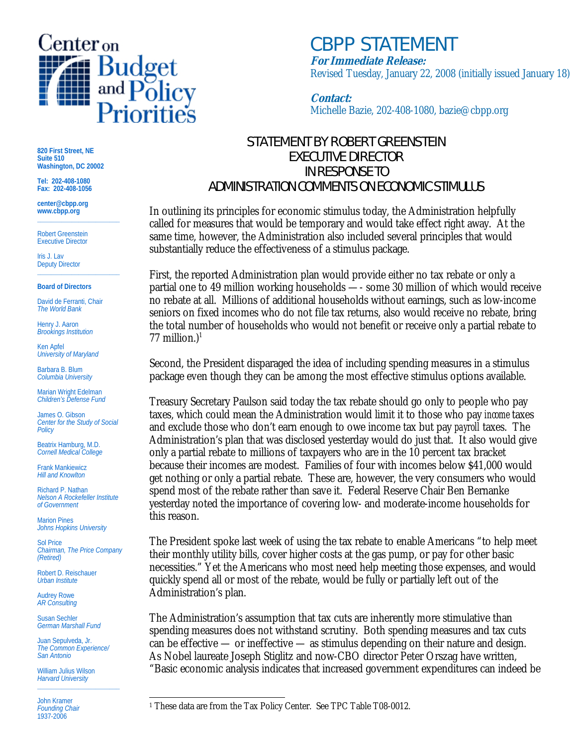# CBPP STATEMENT

***For Immediate Release:***
Revised Tuesday, January 22, 2008 (initially issued January 18)

***Contact:***
Michelle Bazie, 202-408-1080, bazie@cbpp.org

820 First Street, NE
Suite 510
Washington, DC 20002

Tel: 202-408-1080
Fax: 202-408-1056

center@cbpp.org
www.cbpp.org

Robert Greenstein
Executive Director

Iris J. Lav
Deputy Director

**Board of Directors**

David de Ferranti, Chair
*The World Bank*

Henry J. Aaron
*Brookings Institution*

Ken Apfel
*University of Maryland*

Barbara B. Blum
*Columbia University*

Marian Wright Edelman
*Children's Defense Fund*

James O. Gibson
*Center for the Study of Social Policy*

Beatrix Hamburg, M.D.
*Cornell Medical College*

Frank Mankiewicz
*Hill and Knowlton*

Richard P. Nathan
*Nelson A Rockefeller Institute of Government*

Marion Pines
*Johns Hopkins University*

Sol Price
*Chairman, The Price Company (Retired)*

Robert D. Reischauer
*Urban Institute*

Audrey Rowe
*AR Consulting*

Susan Sechler
*German Marshall Fund*

Juan Sepulveda, Jr.
*The Common Experience/ San Antonio*

William Julius Wilson
*Harvard University*

John Kramer
*Founding Chair*
1937-2006

## STATEMENT BY ROBERT GREENSTEIN EXECUTIVE DIRECTOR IN RESPONSE TO ADMINISTRATION COMMENTS ON ECONOMIC STIMULUS

In outlining its principles for economic stimulus today, the Administration helpfully called for measures that would be temporary and would take effect right away. At the same time, however, the Administration also included several principles that would substantially reduce the effectiveness of a stimulus package.

First, the reported Administration plan would provide either no tax rebate or only a partial one to 49 million working households — - some 30 million of which would receive no rebate at all. Millions of additional households without earnings, such as low-income seniors on fixed incomes who do not file tax returns, also would receive no rebate, bring the total number of households who would not benefit or receive only a partial rebate to 77 million.)[1]

Second, the President disparaged the idea of including spending measures in a stimulus package even though they can be among the most effective stimulus options available.

Treasury Secretary Paulson said today the tax rebate should go only to people who pay taxes, which could mean the Administration would limit it to those who pay *income* taxes and exclude those who don't earn enough to owe income tax but pay *payroll* taxes. The Administration's plan that was disclosed yesterday would do just that. It also would give only a partial rebate to millions of taxpayers who are in the 10 percent tax bracket because their incomes are modest. Families of four with incomes below $41,000 would get nothing or only a partial rebate. These are, however, the very consumers who would spend most of the rebate rather than save it. Federal Reserve Chair Ben Bernanke yesterday noted the importance of covering low- and moderate-income households for this reason.

The President spoke last week of using the tax rebate to enable Americans "to help meet their monthly utility bills, cover higher costs at the gas pump, or pay for other basic necessities." Yet the Americans who most need help meeting those expenses, and would quickly spend all or most of the rebate, would be fully or partially left out of the Administration's plan.

The Administration's assumption that tax cuts are inherently more stimulative than spending measures does not withstand scrutiny. Both spending measures and tax cuts can be effective — or ineffective — as stimulus depending on their nature and design. As Nobel laureate Joseph Stiglitz and now-CBO director Peter Orszag have written, "Basic economic analysis indicates that increased government expenditures can indeed be

[1] These data are from the Tax Policy Center. See TPC Table T08-0012.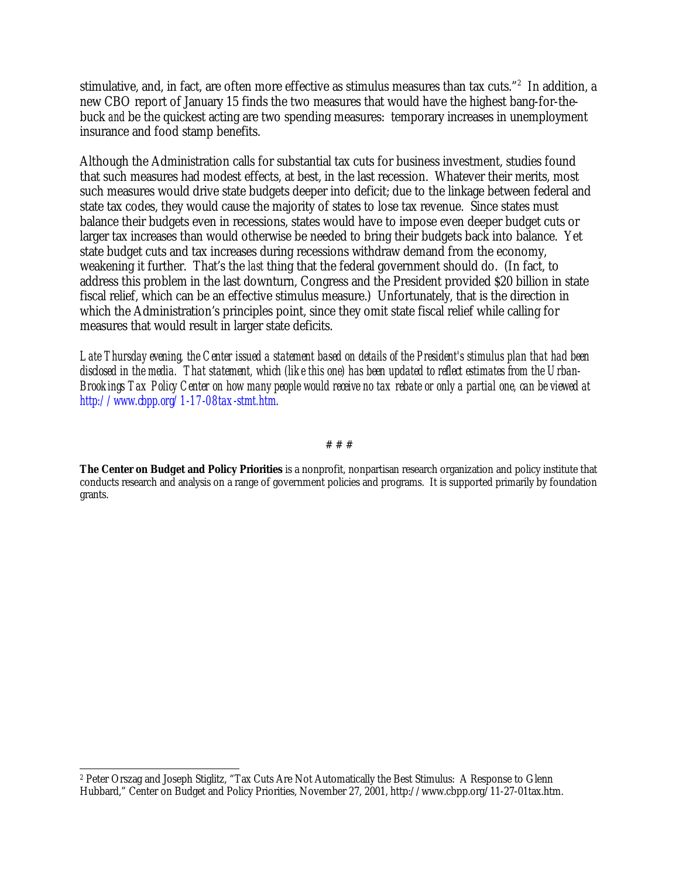stimulative, and, in fact, are often more effective as stimulus measures than tax cuts."[2] In addition, a new CBO report of January 15 finds the two measures that would have the highest bang-for-the-buck *and* be the quickest acting are two spending measures: temporary increases in unemployment insurance and food stamp benefits.

Although the Administration calls for substantial tax cuts for business investment, studies found that such measures had modest effects, at best, in the last recession. Whatever their merits, most such measures would drive state budgets deeper into deficit; due to the linkage between federal and state tax codes, they would cause the majority of states to lose tax revenue. Since states must balance their budgets even in recessions, states would have to impose even deeper budget cuts or larger tax increases than would otherwise be needed to bring their budgets back into balance. Yet state budget cuts and tax increases during recessions withdraw demand from the economy, weakening it further. That's the *last* thing that the federal government should do. (In fact, to address this problem in the last downturn, Congress and the President provided $20 billion in state fiscal relief, which can be an effective stimulus measure.) Unfortunately, that is the direction in which the Administration's principles point, since they omit state fiscal relief while calling for measures that would result in larger state deficits.

*Late Thursday evening, the Center issued a statement based on details of the President's stimulus plan that had been disclosed in the media. That statement, which (like this one) has been updated to reflect estimates from the Urban-Brookings Tax Policy Center on how many people would receive no tax rebate or only a partial one, can be viewed at http://www.cbpp.org/1-17-08tax-stmt.htm.*

# # #

**The Center on Budget and Policy Priorities** is a nonprofit, nonpartisan research organization and policy institute that conducts research and analysis on a range of government policies and programs. It is supported primarily by foundation grants.

---

[2] Peter Orszag and Joseph Stiglitz, "Tax Cuts Are Not Automatically the Best Stimulus: A Response to Glenn Hubbard," Center on Budget and Policy Priorities, November 27, 2001, http://www.cbpp.org/11-27-01tax.htm.